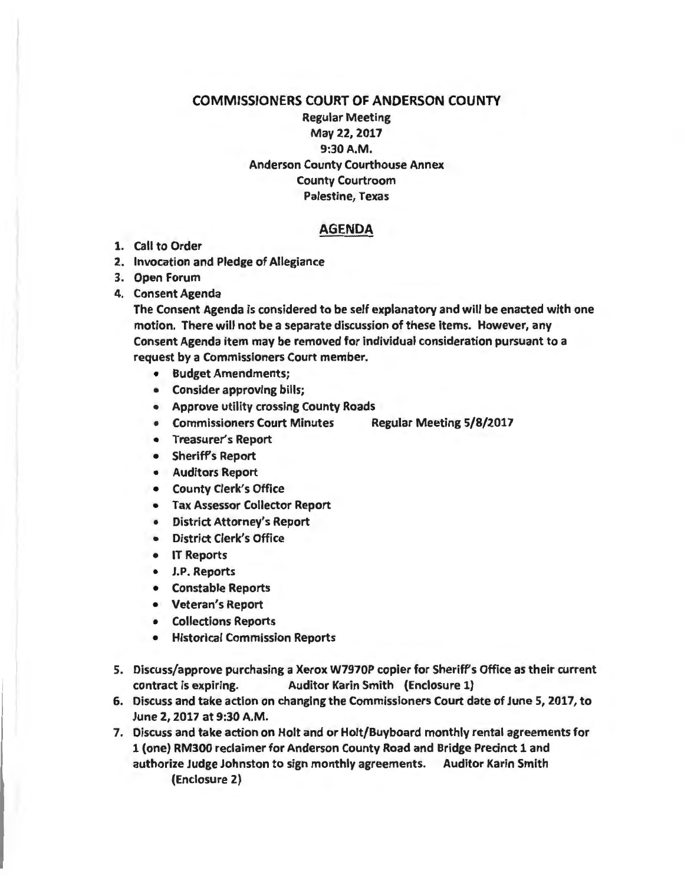# COMMISSIONERS COURT OF ANDERSON COUNTY

**Regular Meeting**
**May 22, 2017**
**9:30 A.M.**
**Anderson County Courthouse Annex**
**County Courtroom**
**Palestine, Texas**

## AGENDA

1. **Call to Order**
2. **Invocation and Pledge of Allegiance**
3. **Open Forum**
4. **Consent Agenda**

   **The Consent Agenda is considered to be self explanatory and will be enacted with one motion. There will not be a separate discussion of these items. However, any Consent Agenda item may be removed for individual consideration pursuant to a request by a Commissioners Court member.**

   - **Budget Amendments;**
   - **Consider approving bills;**
   - **Approve utility crossing County Roads**
   - **Commissioners Court Minutes Regular Meeting 5/8/2017**
   - **Treasurer's Report**
   - **Sheriff's Report**
   - **Auditors Report**
   - **County Clerk's Office**
   - **Tax Assessor Collector Report**
   - **District Attorney's Report**
   - **District Clerk's Office**
   - **IT Reports**
   - **J.P. Reports**
   - **Constable Reports**
   - **Veteran's Report**
   - **Collections Reports**
   - **Historical Commission Reports**

5. **Discuss/approve purchasing a Xerox W7970P copier for Sheriff's Office as their current contract is expiring. Auditor Karin Smith (Enclosure 1)**
6. **Discuss and take action on changing the Commissioners Court date of June 5, 2017, to June 2, 2017 at 9:30 A.M.**
7. **Discuss and take action on Holt and or Holt/Buyboard monthly rental agreements for 1 (one) RM300 reclaimer for Anderson County Road and Bridge Precinct 1 and authorize Judge Johnston to sign monthly agreements. Auditor Karin Smith (Enclosure 2)**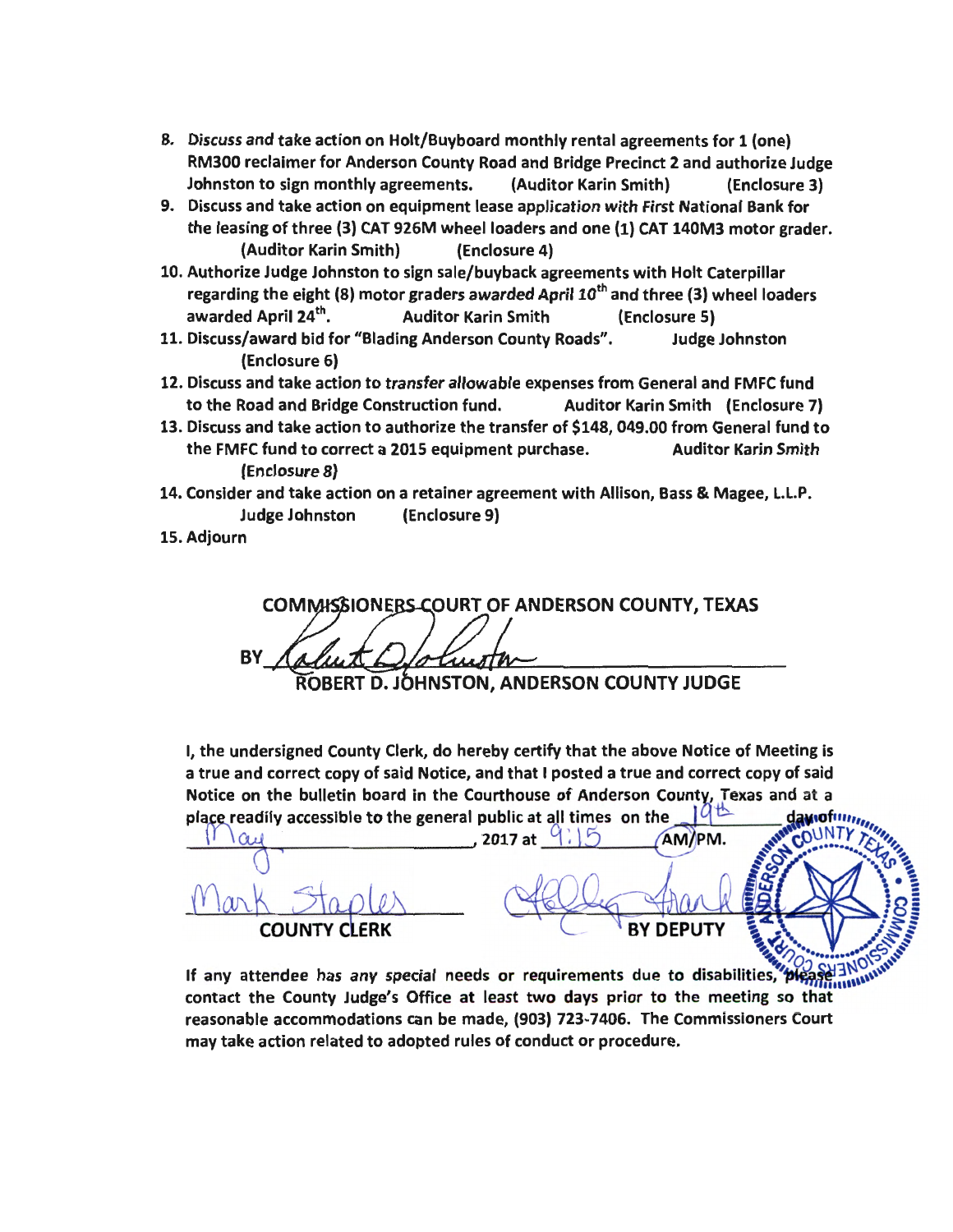8. Discuss and take action on Holt/Buyboard monthly rental agreements for 1 (one) RM300 reclaimer for Anderson County Road and Bridge Precinct 2 and authorize Judge Johnston to sign monthly agreements. (Auditor Karin Smith) (Enclosure 3)
9. Discuss and take action on equipment lease application with First National Bank for the leasing of three (3) CAT 926M wheel loaders and one (1) CAT 140M3 motor grader. (Auditor Karin Smith) (Enclosure 4)
10. Authorize Judge Johnston to sign sale/buyback agreements with Holt Caterpillar regarding the eight (8) motor graders awarded April 10th and three (3) wheel loaders awarded April 24th. Auditor Karin Smith (Enclosure 5)
11. Discuss/award bid for "Blading Anderson County Roads". Judge Johnston (Enclosure 6)
12. Discuss and take action to transfer allowable expenses from General and FMFC fund to the Road and Bridge Construction fund. Auditor Karin Smith (Enclosure 7)
13. Discuss and take action to authorize the transfer of $148, 049.00 from General fund to the FMFC fund to correct a 2015 equipment purchase. Auditor Karin Smith (Enclosure 8)
14. Consider and take action on a retainer agreement with Allison, Bass & Magee, L.L.P. Judge Johnston (Enclosure 9)
15. Adjourn

**COMMISSIONERS COURT OF ANDERSON COUNTY, TEXAS**

BY *Robert D. Johnston*

**ROBERT D. JOHNSTON, ANDERSON COUNTY JUDGE**

I, the undersigned County Clerk, do hereby certify that the above Notice of Meeting is a true and correct copy of said Notice, and that I posted a true and correct copy of said Notice on the bulletin board in the Courthouse of Anderson County, Texas and at a place readily accessible to the general public at all times on the 19th day of May, 2017 at 9:15 AM/PM.

*Mark Staples* *Kelly Frank*

**COUNTY CLERK** **BY DEPUTY**

If any attendee has any special needs or requirements due to disabilities, please contact the County Judge's Office at least two days prior to the meeting so that reasonable accommodations can be made, (903) 723-7406. The Commissioners Court may take action related to adopted rules of conduct or procedure.